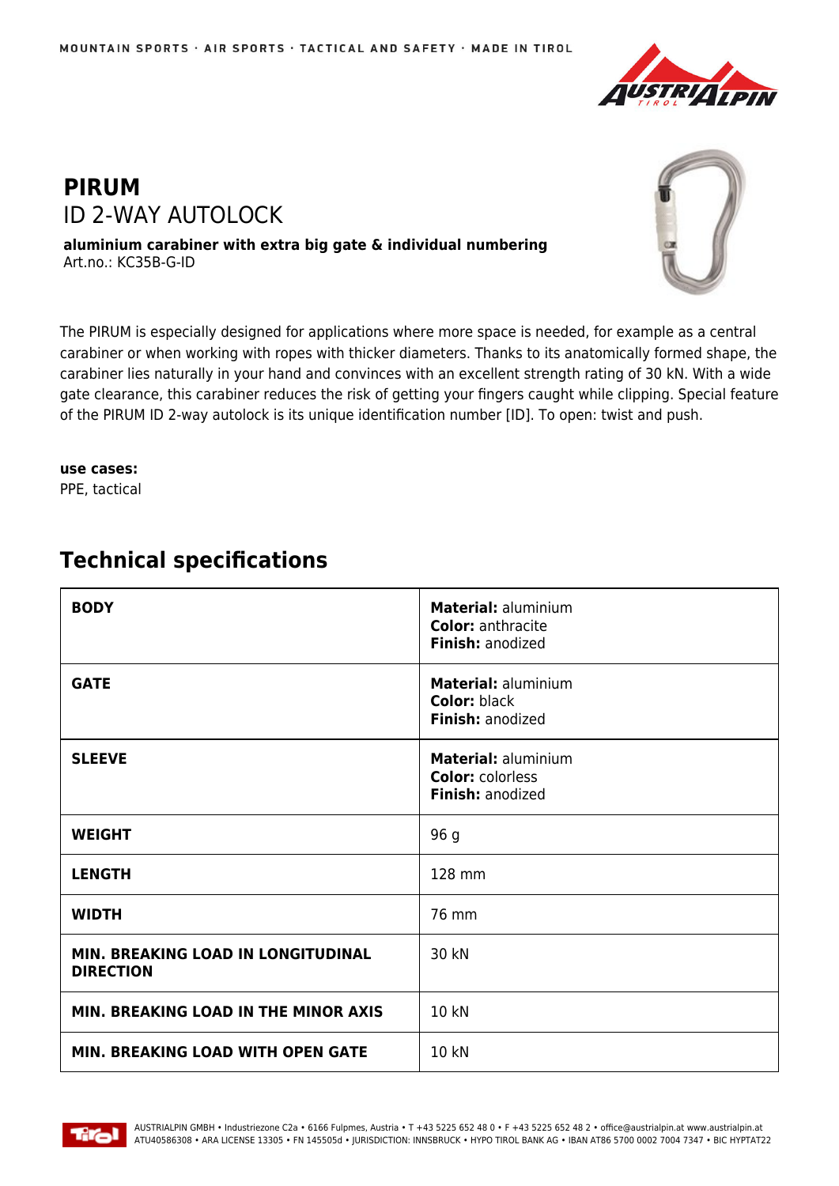MOUNTAIN SPORTS · AIR SPORTS · TACTICAL AND SAFETY · MADE IN TIROL

# PIRUM

## ID 2-WAY AUTOLOCK

**aluminium carabiner with extra big gate & individual numbering**
Art.no.: KC35B-G-ID

The PIRUM is especially designed for applications where more space is needed, for example as a central carabiner or when working with ropes with thicker diameters. Thanks to its anatomically formed shape, the carabiner lies naturally in your hand and convinces with an excellent strength rating of 30 kN. With a wide gate clearance, this carabiner reduces the risk of getting your fingers caught while clipping. Special feature of the PIRUM ID 2-way autolock is its unique identification number [ID]. To open: twist and push.

**use cases:**
PPE, tactical

## Technical specifications

| | |
|---|---|
| **BODY** | **Material:** aluminium<br>**Color:** anthracite<br>**Finish:** anodized |
| **GATE** | **Material:** aluminium<br>**Color:** black<br>**Finish:** anodized |
| **SLEEVE** | **Material:** aluminium<br>**Color:** colorless<br>**Finish:** anodized |
| **WEIGHT** | 96 g |
| **LENGTH** | 128 mm |
| **WIDTH** | 76 mm |
| **MIN. BREAKING LOAD IN LONGITUDINAL DIRECTION** | 30 kN |
| **MIN. BREAKING LOAD IN THE MINOR AXIS** | 10 kN |
| **MIN. BREAKING LOAD WITH OPEN GATE** | 10 kN |

AUSTRIALPIN GMBH • Industriezone C2a • 6166 Fulpmes, Austria • T +43 5225 652 48 0 • F +43 5225 652 48 2 • office@austrialpin.at www.austrialpin.at
ATU40586308 • ARA LICENSE 13305 • FN 145505d • JURISDICTION: INNSBRUCK • HYPO TIROL BANK AG • IBAN AT86 5700 0002 7004 7347 • BIC HYPTAT22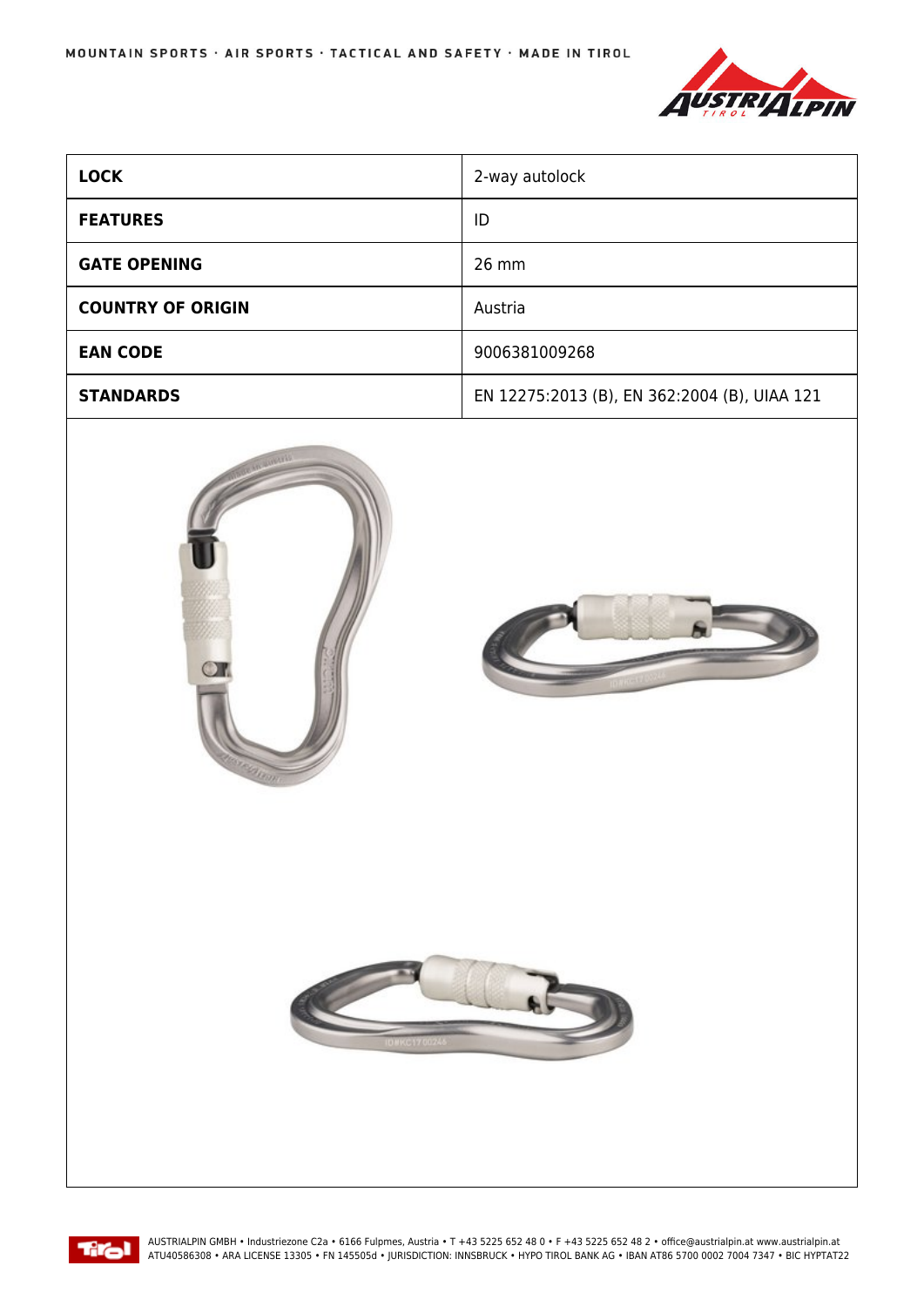| | |
|---|---|
| **LOCK** | 2-way autolock |
| **FEATURES** | ID |
| **GATE OPENING** | 26 mm |
| **COUNTRY OF ORIGIN** | Austria |
| **EAN CODE** | 9006381009268 |
| **STANDARDS** | EN 12275:2013 (B), EN 362:2004 (B), UIAA 121 |